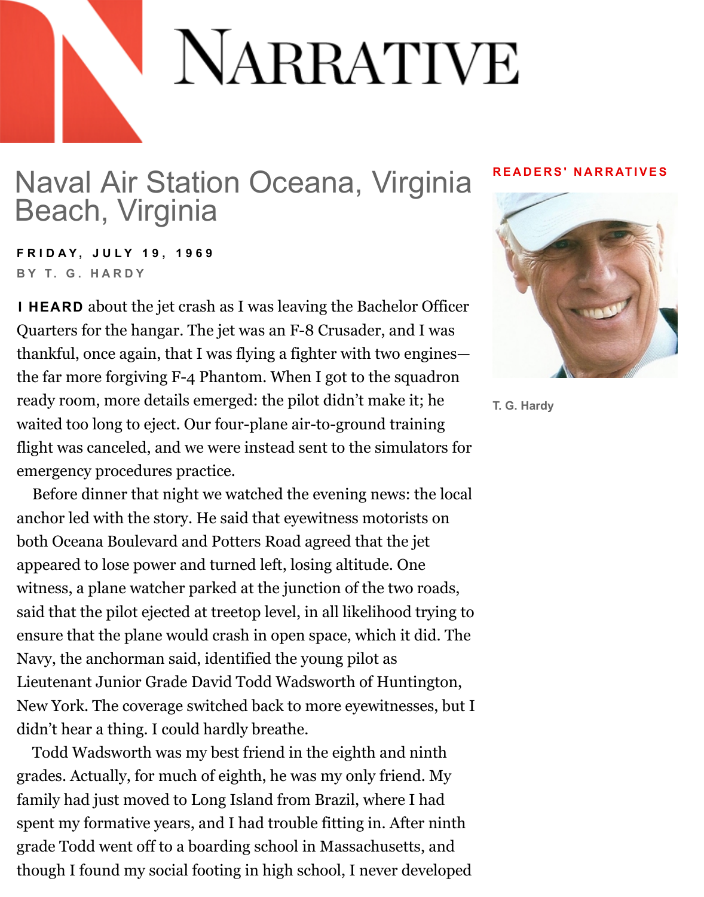# Naval Air Station Oceana, Virginia Beach, Virginia

**FRIDAY, JULY 19, 1969**

BY T. G. HARDY

READERS' NARRATIVES

T. G. Hardy

**I HEARD** about the jet crash as I was leaving the Bachelor Officer Quarters for the hangar. The jet was an F-8 Crusader, and I was thankful, once again, that I was flying a fighter with two engines—the far more forgiving F-4 Phantom. When I got to the squadron ready room, more details emerged: the pilot didn't make it; he waited too long to eject. Our four-plane air-to-ground training flight was canceled, and we were instead sent to the simulators for emergency procedures practice.

Before dinner that night we watched the evening news: the local anchor led with the story. He said that eyewitness motorists on both Oceana Boulevard and Potters Road agreed that the jet appeared to lose power and turned left, losing altitude. One witness, a plane watcher parked at the junction of the two roads, said that the pilot ejected at treetop level, in all likelihood trying to ensure that the plane would crash in open space, which it did. The Navy, the anchorman said, identified the young pilot as Lieutenant Junior Grade David Todd Wadsworth of Huntington, New York. The coverage switched back to more eyewitnesses, but I didn't hear a thing. I could hardly breathe.

Todd Wadsworth was my best friend in the eighth and ninth grades. Actually, for much of eighth, he was my only friend. My family had just moved to Long Island from Brazil, where I had spent my formative years, and I had trouble fitting in. After ninth grade Todd went off to a boarding school in Massachusetts, and though I found my social footing in high school, I never developed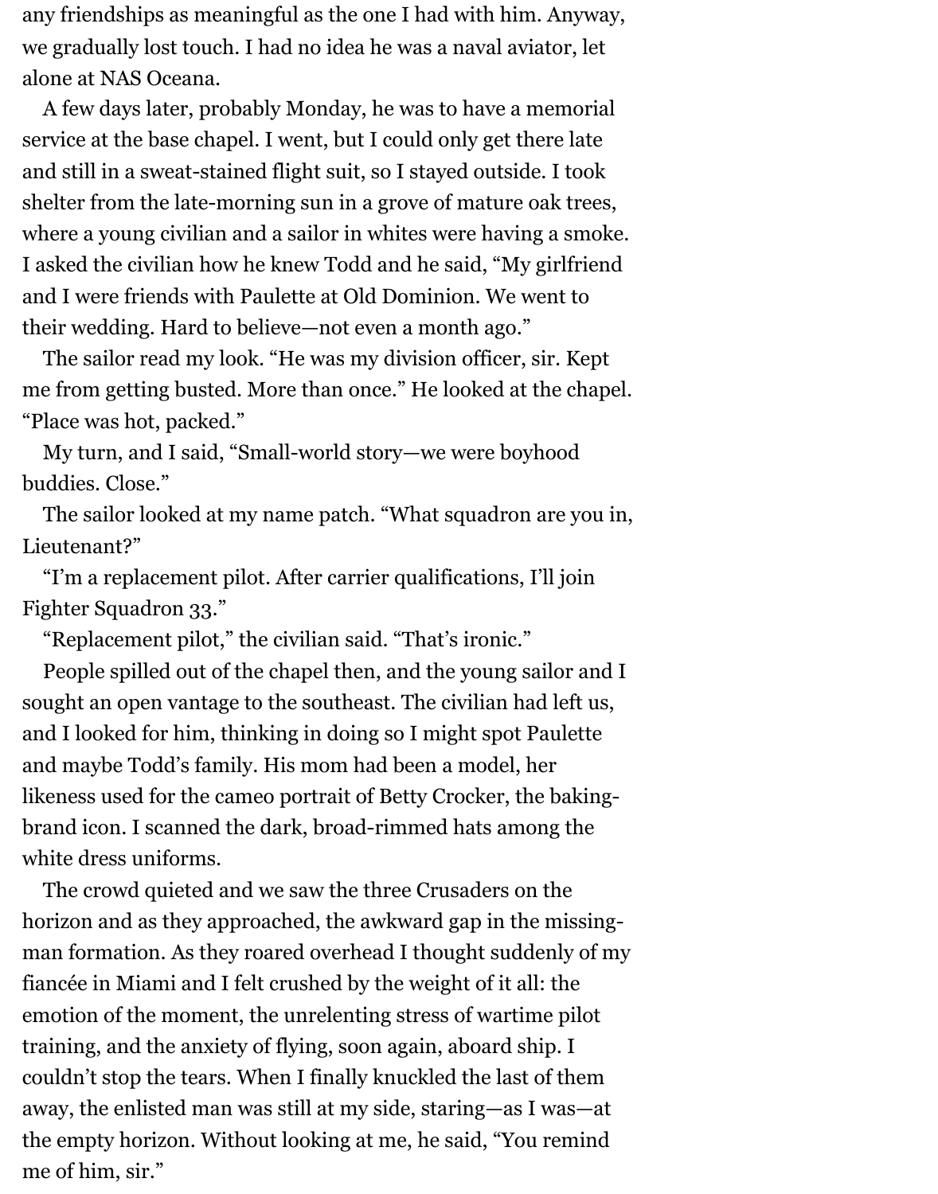any friendships as meaningful as the one I had with him. Anyway, we gradually lost touch. I had no idea he was a naval aviator, let alone at NAS Oceana.

A few days later, probably Monday, he was to have a memorial service at the base chapel. I went, but I could only get there late and still in a sweat-stained flight suit, so I stayed outside. I took shelter from the late-morning sun in a grove of mature oak trees, where a young civilian and a sailor in whites were having a smoke. I asked the civilian how he knew Todd and he said, "My girlfriend and I were friends with Paulette at Old Dominion. We went to their wedding. Hard to believe—not even a month ago."

The sailor read my look. "He was my division officer, sir. Kept me from getting busted. More than once." He looked at the chapel. "Place was hot, packed."

My turn, and I said, "Small-world story—we were boyhood buddies. Close."

The sailor looked at my name patch. "What squadron are you in, Lieutenant?"

"I'm a replacement pilot. After carrier qualifications, I'll join Fighter Squadron 33."

"Replacement pilot," the civilian said. "That's ironic."

People spilled out of the chapel then, and the young sailor and I sought an open vantage to the southeast. The civilian had left us, and I looked for him, thinking in doing so I might spot Paulette and maybe Todd's family. His mom had been a model, her likeness used for the cameo portrait of Betty Crocker, the baking-brand icon. I scanned the dark, broad-rimmed hats among the white dress uniforms.

The crowd quieted and we saw the three Crusaders on the horizon and as they approached, the awkward gap in the missing-man formation. As they roared overhead I thought suddenly of my fiancée in Miami and I felt crushed by the weight of it all: the emotion of the moment, the unrelenting stress of wartime pilot training, and the anxiety of flying, soon again, aboard ship. I couldn't stop the tears. When I finally knuckled the last of them away, the enlisted man was still at my side, staring—as I was—at the empty horizon. Without looking at me, he said, "You remind me of him, sir."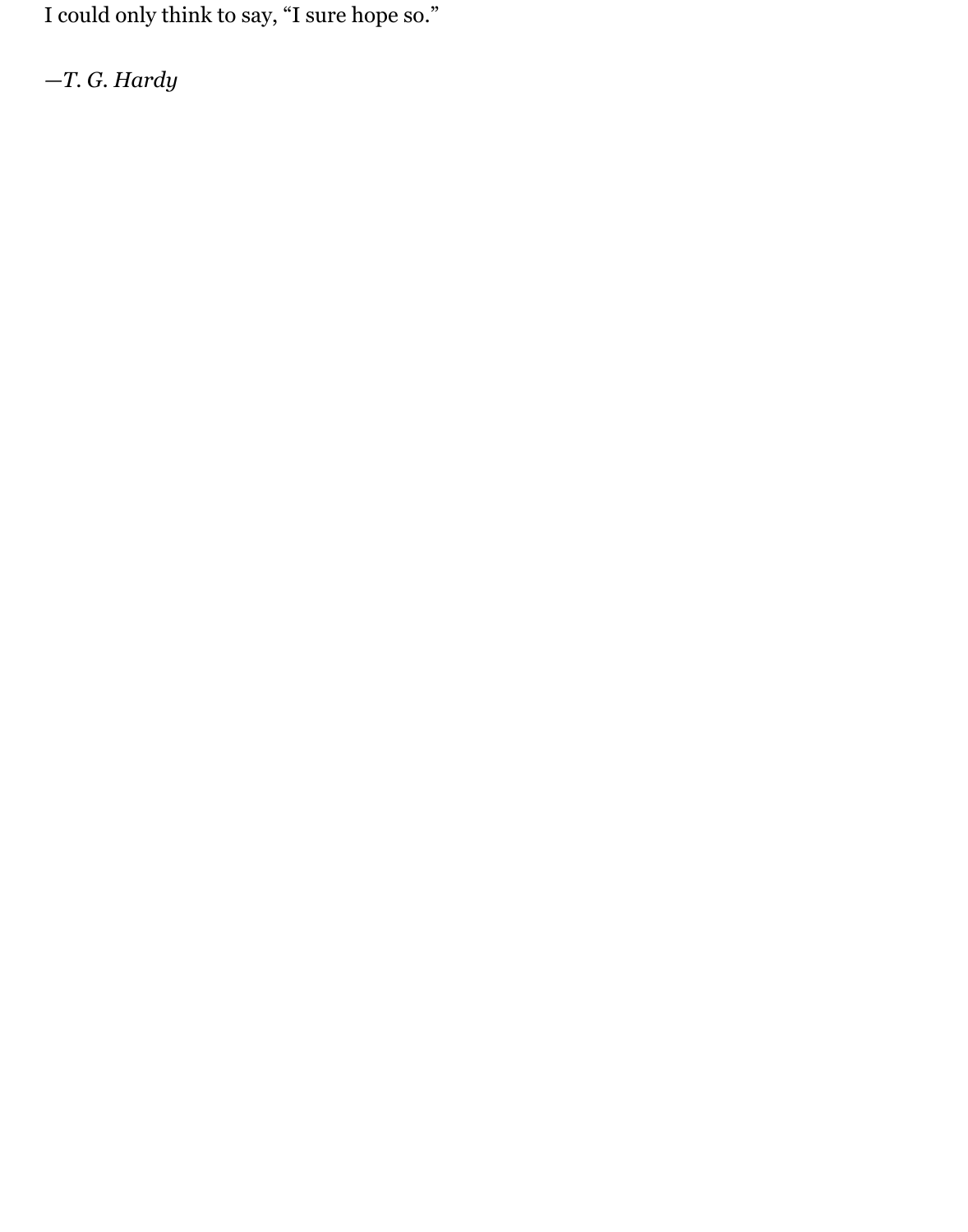I could only think to say, “I sure hope so.”

*—T. G. Hardy*